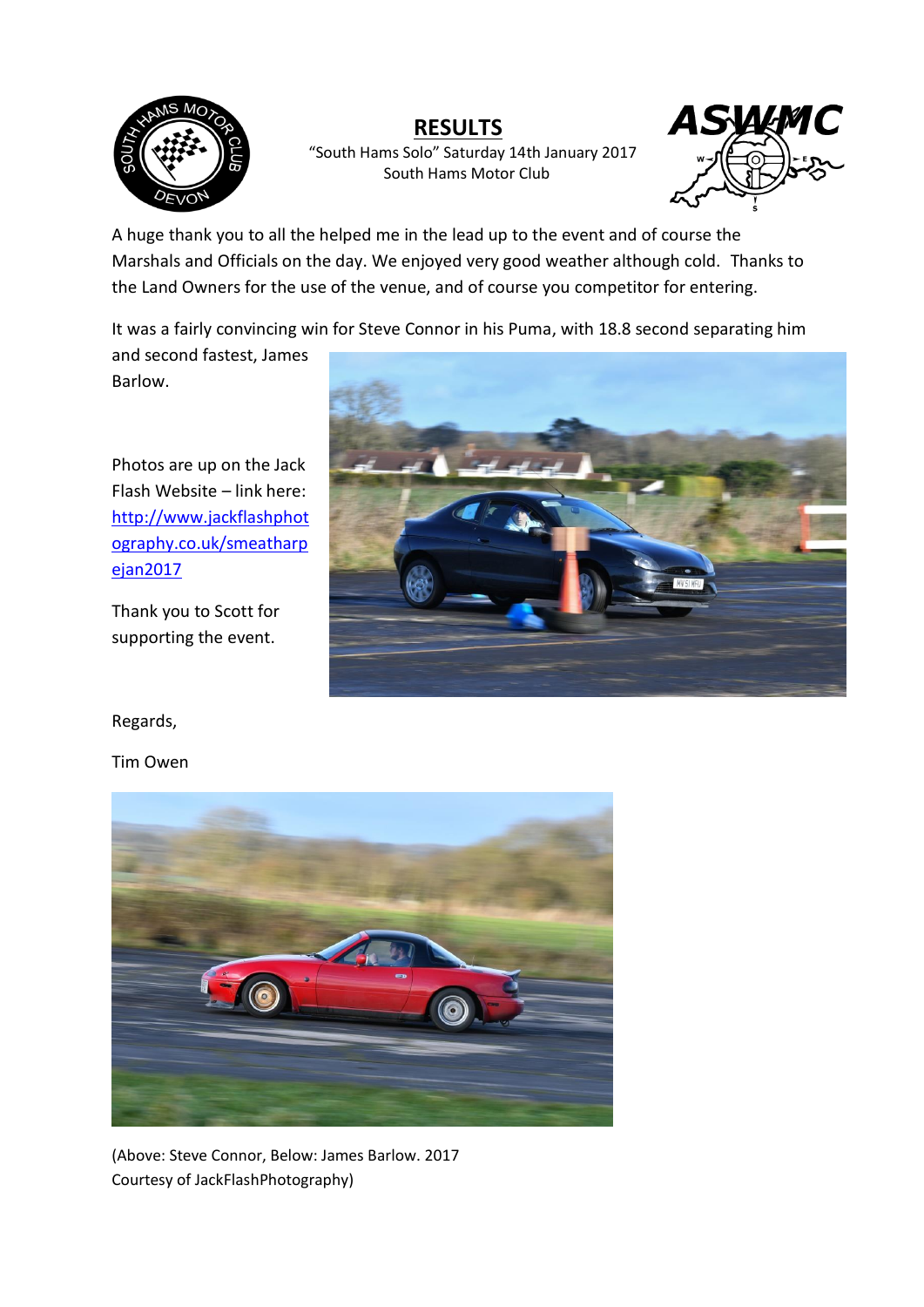# RESULTS

"South Hams Solo" Saturday 14th January 2017
South Hams Motor Club

A huge thank you to all the helped me in the lead up to the event and of course the Marshals and Officials on the day. We enjoyed very good weather although cold. Thanks to the Land Owners for the use of the venue, and of course you competitor for entering.

It was a fairly convincing win for Steve Connor in his Puma, with 18.8 second separating him and second fastest, James Barlow.

Photos are up on the Jack Flash Website – link here: [http://www.jackflashphotography.co.uk/smeatharpejan2017](http://www.jackflashphotography.co.uk/smeatharpejan2017)

Thank you to Scott for supporting the event.

Regards,

Tim Owen

(Above: Steve Connor, Below: James Barlow. 2017 Courtesy of JackFlashPhotography)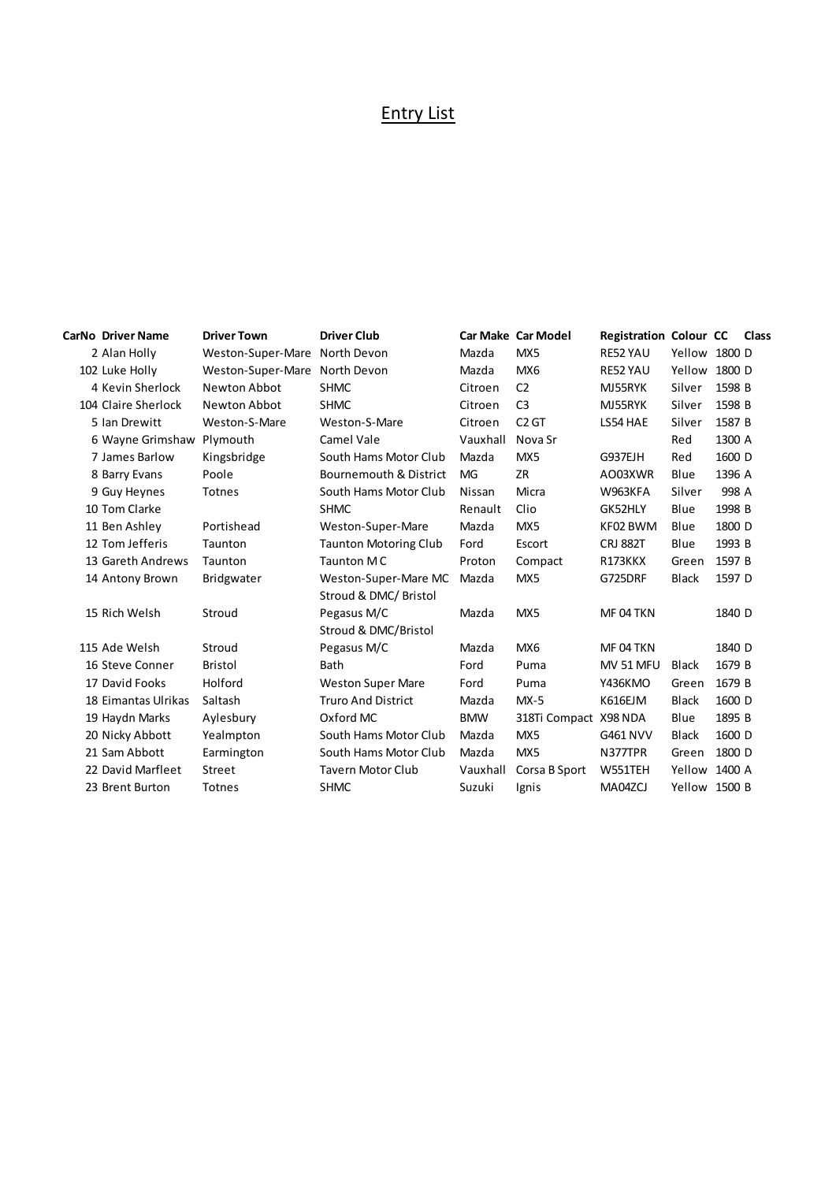# Entry List

| CarNo | Driver Name | Driver Town | Driver Club | Car Make | Car Model | Registration | Colour | CC | Class |
|---|---|---|---|---|---|---|---|---|---|
| 2 | Alan Holly | Weston-Super-Mare | North Devon | Mazda | MX5 | RE52 YAU | Yellow | 1800 | D |
| 102 | Luke Holly | Weston-Super-Mare | North Devon | Mazda | MX6 | RE52 YAU | Yellow | 1800 | D |
| 4 | Kevin Sherlock | Newton Abbot | SHMC | Citroen | C2 | MJ55RYK | Silver | 1598 | B |
| 104 | Claire Sherlock | Newton Abbot | SHMC | Citroen | C3 | MJ55RYK | Silver | 1598 | B |
| 5 | Ian Drewitt | Weston-S-Mare | Weston-S-Mare | Citroen | C2 GT | LS54 HAE | Silver | 1587 | B |
| 6 | Wayne Grimshaw | Plymouth | Camel Vale | Vauxhall | Nova Sr | | Red | 1300 | A |
| 7 | James Barlow | Kingsbridge | South Hams Motor Club | Mazda | MX5 | G937EJH | Red | 1600 | D |
| 8 | Barry Evans | Poole | Bournemouth & District | MG | ZR | AO03XWR | Blue | 1396 | A |
| 9 | Guy Heynes | Totnes | South Hams Motor Club | Nissan | Micra | W963KFA | Silver | 998 | A |
| 10 | Tom Clarke | | SHMC | Renault | Clio | GK52HLY | Blue | 1998 | B |
| 11 | Ben Ashley | Portishead | Weston-Super-Mare | Mazda | MX5 | KF02 BWM | Blue | 1800 | D |
| 12 | Tom Jefferis | Taunton | Taunton Motoring Club | Ford | Escort | CRJ 882T | Blue | 1993 | B |
| 13 | Gareth Andrews | Taunton | Taunton M C | Proton | Compact | R173KKX | Green | 1597 | B |
| 14 | Antony Brown | Bridgwater | Weston-Super-Mare MC | Mazda | MX5 | G725DRF | Black | 1597 | D |
| 15 | Rich Welsh | Stroud | Stroud & DMC/ Bristol Pegasus M/C | Mazda | MX5 | MF 04 TKN | | 1840 | D |
| 115 | Ade Welsh | Stroud | Stroud & DMC/Bristol Pegasus M/C | Mazda | MX6 | MF 04 TKN | | 1840 | D |
| 16 | Steve Conner | Bristol | Bath | Ford | Puma | MV 51 MFU | Black | 1679 | B |
| 17 | David Fooks | Holford | Weston Super Mare | Ford | Puma | Y436KMO | Green | 1679 | B |
| 18 | Eimantas Ulrikas | Saltash | Truro And District | Mazda | MX-5 | K616EJM | Black | 1600 | D |
| 19 | Haydn Marks | Aylesbury | Oxford MC | BMW | 318Ti Compact | X98 NDA | Blue | 1895 | B |
| 20 | Nicky Abbott | Yealmpton | South Hams Motor Club | Mazda | MX5 | G461 NVV | Black | 1600 | D |
| 21 | Sam Abbott | Earmington | South Hams Motor Club | Mazda | MX5 | N377TPR | Green | 1800 | D |
| 22 | David Marfleet | Street | Tavern Motor Club | Vauxhall | Corsa B Sport | W551TEH | Yellow | 1400 | A |
| 23 | Brent Burton | Totnes | SHMC | Suzuki | Ignis | MA04ZCJ | Yellow | 1500 | B |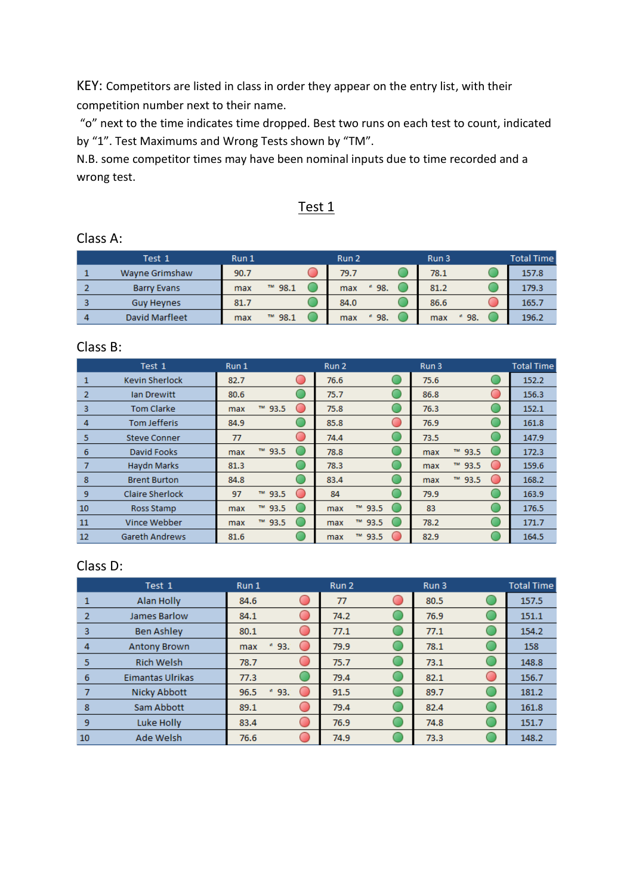KEY: Competitors are listed in class in order they appear on the entry list, with their competition number next to their name.

"o" next to the time indicates time dropped. Best two runs on each test to count, indicated by "1". Test Maximums and Wrong Tests shown by "TM".

N.B. some competitor times may have been nominal inputs due to time recorded and a wrong test.

## Test 1

### Class A:

| | Test 1 | Run 1 | | Run 2 | | Run 3 | | Total Time |
|---|---|---|---|---|---|---|---|---|
| 1 | Wayne Grimshaw | 90.7 | | 79.7 | | 78.1 | | 157.8 |
| 2 | Barry Evans | max | ™ 98.1 | max | ª 98. | 81.2 | | 179.3 |
| 3 | Guy Heynes | 81.7 | | 84.0 | | 86.6 | | 165.7 |
| 4 | David Marfleet | max | ™ 98.1 | max | ª 98. | max | ª 98. | 196.2 |

### Class B:

| | Test 1 | Run 1 | | Run 2 | | Run 3 | | Total Time |
|---|---|---|---|---|---|---|---|---|
| 1 | Kevin Sherlock | 82.7 | | 76.6 | | 75.6 | | 152.2 |
| 2 | Ian Drewitt | 80.6 | | 75.7 | | 86.8 | | 156.3 |
| 3 | Tom Clarke | max | ™ 93.5 | 75.8 | | 76.3 | | 152.1 |
| 4 | Tom Jefferis | 84.9 | | 85.8 | | 76.9 | | 161.8 |
| 5 | Steve Conner | 77 | | 74.4 | | 73.5 | | 147.9 |
| 6 | David Fooks | max | ™ 93.5 | 78.8 | | max | ™ 93.5 | 172.3 |
| 7 | Haydn Marks | 81.3 | | 78.3 | | max | ™ 93.5 | 159.6 |
| 8 | Brent Burton | 84.8 | | 83.4 | | max | ™ 93.5 | 168.2 |
| 9 | Claire Sherlock | 97 | ™ 93.5 | 84 | | 79.9 | | 163.9 |
| 10 | Ross Stamp | max | ™ 93.5 | max | ™ 93.5 | 83 | | 176.5 |
| 11 | Vince Webber | max | ™ 93.5 | max | ™ 93.5 | 78.2 | | 171.7 |
| 12 | Gareth Andrews | 81.6 | | max | ™ 93.5 | 82.9 | | 164.5 |

### Class D:

| | Test 1 | Run 1 | | Run 2 | | Run 3 | | Total Time |
|---|---|---|---|---|---|---|---|---|
| 1 | Alan Holly | 84.6 | | 77 | | 80.5 | | 157.5 |
| 2 | James Barlow | 84.1 | | 74.2 | | 76.9 | | 151.1 |
| 3 | Ben Ashley | 80.1 | | 77.1 | | 77.1 | | 154.2 |
| 4 | Antony Brown | max | ª 93. | 79.9 | | 78.1 | | 158 |
| 5 | Rich Welsh | 78.7 | | 75.7 | | 73.1 | | 148.8 |
| 6 | Eimantas Ulrikas | 77.3 | | 79.4 | | 82.1 | | 156.7 |
| 7 | Nicky Abbott | 96.5 | ª 93. | 91.5 | | 89.7 | | 181.2 |
| 8 | Sam Abbott | 89.1 | | 79.4 | | 82.4 | | 161.8 |
| 9 | Luke Holly | 83.4 | | 76.9 | | 74.8 | | 151.7 |
| 10 | Ade Welsh | 76.6 | | 74.9 | | 73.3 | | 148.2 |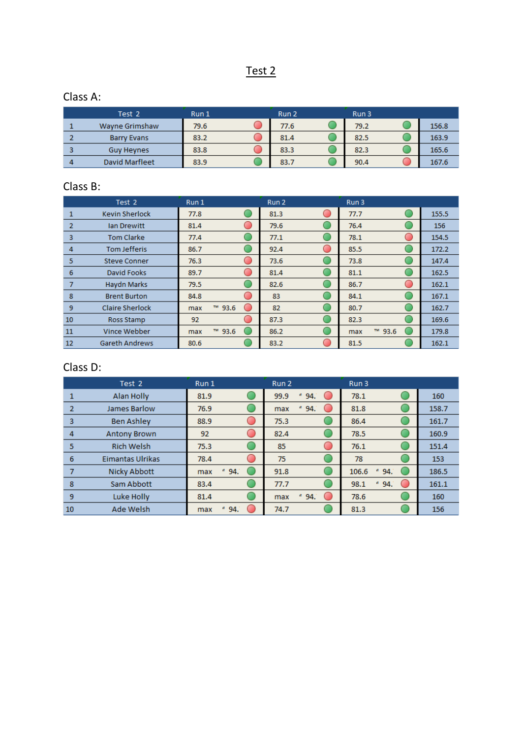# Test 2

## Class A:

| Test 2 | | Run 1 | | Run 2 | | Run 3 | | |
|---|---|---|---|---|---|---|---|---|
| 1 | Wayne Grimshaw | 79.6 | | 77.6 | | 79.2 | | 156.8 |
| 2 | Barry Evans | 83.2 | | 81.4 | | 82.5 | | 163.9 |
| 3 | Guy Heynes | 83.8 | | 83.3 | | 82.3 | | 165.6 |
| 4 | David Marfleet | 83.9 | | 83.7 | | 90.4 | | 167.6 |

## Class B:

| Test 2 | | Run 1 | | Run 2 | | Run 3 | | |
|---|---|---|---|---|---|---|---|---|
| 1 | Kevin Sherlock | 77.8 | | 81.3 | | 77.7 | | 155.5 |
| 2 | Ian Drewitt | 81.4 | | 79.6 | | 76.4 | | 156 |
| 3 | Tom Clarke | 77.4 | | 77.1 | | 78.1 | | 154.5 |
| 4 | Tom Jefferis | 86.7 | | 92.4 | | 85.5 | | 172.2 |
| 5 | Steve Conner | 76.3 | | 73.6 | | 73.8 | | 147.4 |
| 6 | David Fooks | 89.7 | | 81.4 | | 81.1 | | 162.5 |
| 7 | Haydn Marks | 79.5 | | 82.6 | | 86.7 | | 162.1 |
| 8 | Brent Burton | 84.8 | | 83 | | 84.1 | | 167.1 |
| 9 | Claire Sherlock | max | ™ 93.6 | 82 | | 80.7 | | 162.7 |
| 10 | Ross Stamp | 92 | | 87.3 | | 82.3 | | 169.6 |
| 11 | Vince Webber | max | ™ 93.6 | 86.2 | | max | ™ 93.6 | 179.8 |
| 12 | Gareth Andrews | 80.6 | | 83.2 | | 81.5 | | 162.1 |

## Class D:

| Test 2 | | Run 1 | | Run 2 | | Run 3 | | |
|---|---|---|---|---|---|---|---|---|
| 1 | Alan Holly | 81.9 | | 99.9 | 94. | 78.1 | | 160 |
| 2 | James Barlow | 76.9 | | max | 94. | 81.8 | | 158.7 |
| 3 | Ben Ashley | 88.9 | | 75.3 | | 86.4 | | 161.7 |
| 4 | Antony Brown | 92 | | 82.4 | | 78.5 | | 160.9 |
| 5 | Rich Welsh | 75.3 | | 85 | | 76.1 | | 151.4 |
| 6 | Eimantas Ulrikas | 78.4 | | 75 | | 78 | | 153 |
| 7 | Nicky Abbott | max | 94. | 91.8 | | 106.6 | 94. | 186.5 |
| 8 | Sam Abbott | 83.4 | | 77.7 | | 98.1 | 94. | 161.1 |
| 9 | Luke Holly | 81.4 | | max | 94. | 78.6 | | 160 |
| 10 | Ade Welsh | max | 94. | 74.7 | | 81.3 | | 156 |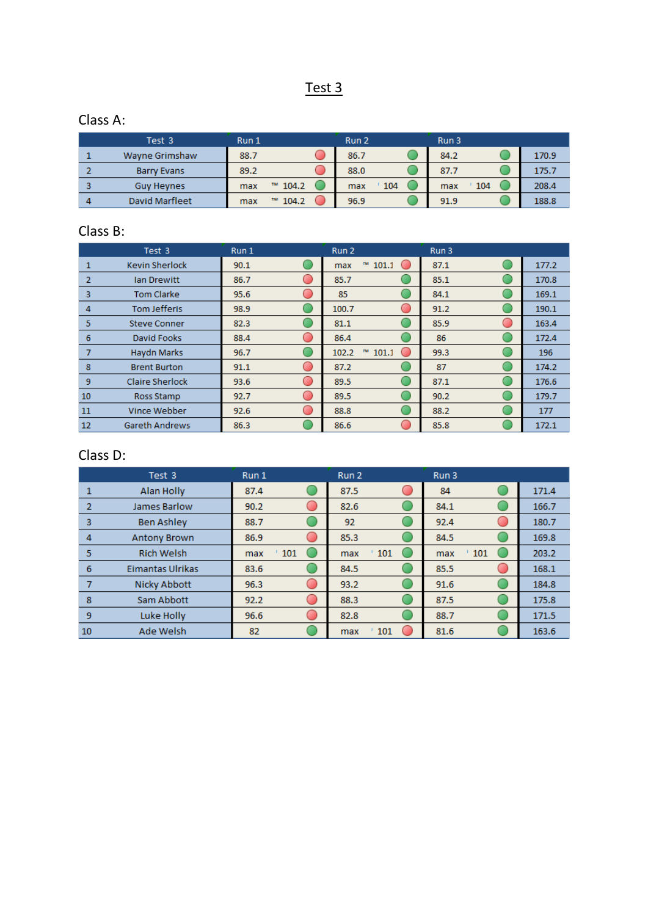# Test 3

Class A:

| Test 3 | | Run 1 | | | Run 2 | | | Run 3 | | | |
|---|---|---|---|---|---|---|---|---|---|---|---|
| 1 | Wayne Grimshaw | 88.7 | | 🔴 | 86.7 | | 🟢 | 84.2 | | 🟢 | 170.9 |
| 2 | Barry Evans | 89.2 | | 🔴 | 88.0 | | 🟢 | 87.7 | | 🟢 | 175.7 |
| 3 | Guy Heynes | max | ™ 104.2 | 🟢 | max | ' 104 | 🟢 | max | ' 104 | 🟢 | 208.4 |
| 4 | David Marfleet | max | ™ 104.2 | 🔴 | 96.9 | | 🟢 | 91.9 | | 🟢 | 188.8 |

Class B:

| Test 3 | | Run 1 | | | Run 2 | | | Run 3 | | | |
|---|---|---|---|---|---|---|---|---|---|---|---|
| 1 | Kevin Sherlock | 90.1 | | 🟢 | max | ™ 101.1 | 🔴 | 87.1 | | 🟢 | 177.2 |
| 2 | Ian Drewitt | 86.7 | | 🔴 | 85.7 | | 🟢 | 85.1 | | 🟢 | 170.8 |
| 3 | Tom Clarke | 95.6 | | 🔴 | 85 | | 🟢 | 84.1 | | 🟢 | 169.1 |
| 4 | Tom Jefferis | 98.9 | | 🟢 | 100.7 | | 🔴 | 91.2 | | 🟢 | 190.1 |
| 5 | Steve Conner | 82.3 | | 🟢 | 81.1 | | 🟢 | 85.9 | | 🔴 | 163.4 |
| 6 | David Fooks | 88.4 | | 🔴 | 86.4 | | 🟢 | 86 | | 🟢 | 172.4 |
| 7 | Haydn Marks | 96.7 | | 🟢 | 102.2 | ™ 101.1 | 🔴 | 99.3 | | 🟢 | 196 |
| 8 | Brent Burton | 91.1 | | 🔴 | 87.2 | | 🟢 | 87 | | 🟢 | 174.2 |
| 9 | Claire Sherlock | 93.6 | | 🔴 | 89.5 | | 🟢 | 87.1 | | 🟢 | 176.6 |
| 10 | Ross Stamp | 92.7 | | 🔴 | 89.5 | | 🟢 | 90.2 | | 🟢 | 179.7 |
| 11 | Vince Webber | 92.6 | | 🔴 | 88.8 | | 🟢 | 88.2 | | 🟢 | 177 |
| 12 | Gareth Andrews | 86.3 | | 🟢 | 86.6 | | 🔴 | 85.8 | | 🟢 | 172.1 |

Class D:

| Test 3 | | Run 1 | | | Run 2 | | | Run 3 | | | |
|---|---|---|---|---|---|---|---|---|---|---|---|
| 1 | Alan Holly | 87.4 | | 🟢 | 87.5 | | 🔴 | 84 | | 🟢 | 171.4 |
| 2 | James Barlow | 90.2 | | 🔴 | 82.6 | | 🟢 | 84.1 | | 🟢 | 166.7 |
| 3 | Ben Ashley | 88.7 | | 🟢 | 92 | | 🟢 | 92.4 | | 🔴 | 180.7 |
| 4 | Antony Brown | 86.9 | | 🔴 | 85.3 | | 🟢 | 84.5 | | 🟢 | 169.8 |
| 5 | Rich Welsh | max | ' 101 | 🟢 | max | ' 101 | 🟢 | max | ' 101 | 🟢 | 203.2 |
| 6 | Eimantas Ulrikas | 83.6 | | 🟢 | 84.5 | | 🟢 | 85.5 | | 🔴 | 168.1 |
| 7 | Nicky Abbott | 96.3 | | 🔴 | 93.2 | | 🟢 | 91.6 | | 🟢 | 184.8 |
| 8 | Sam Abbott | 92.2 | | 🔴 | 88.3 | | 🟢 | 87.5 | | 🟢 | 175.8 |
| 9 | Luke Holly | 96.6 | | 🔴 | 82.8 | | 🟢 | 88.7 | | 🟢 | 171.5 |
| 10 | Ade Welsh | 82 | | 🟢 | max | ' 101 | 🔴 | 81.6 | | 🟢 | 163.6 |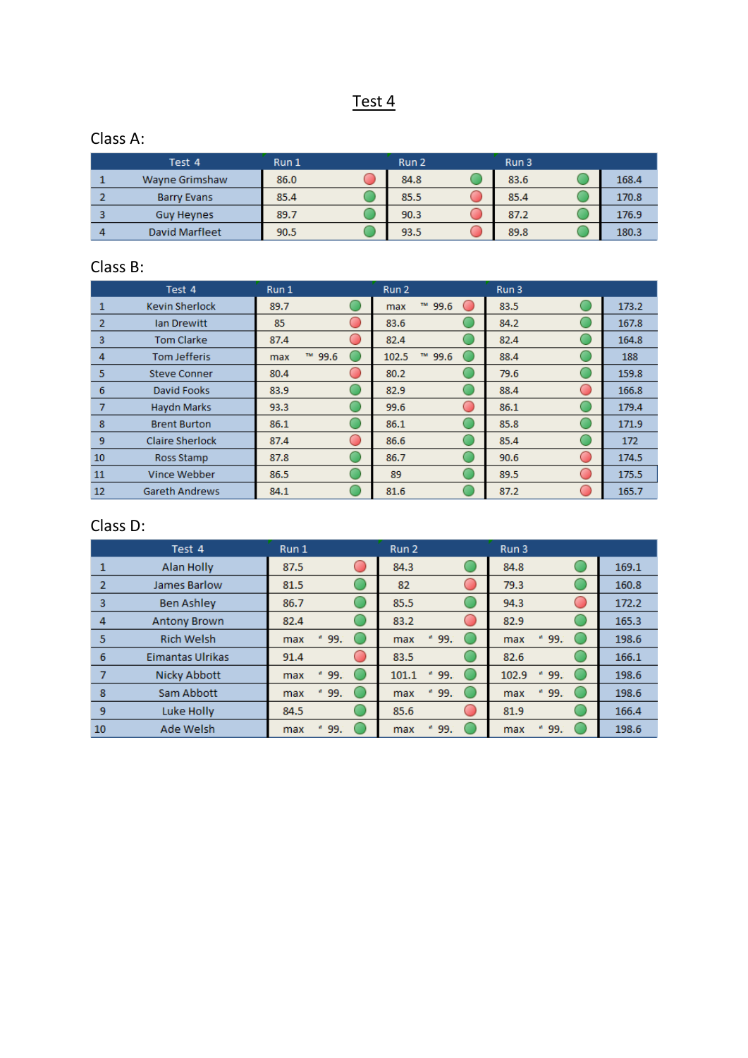# Test 4

## Class A:

| | Test 4 | Run 1 | Run 2 | Run 3 | |
|---|---|---|---|---|---|
| 1 | Wayne Grimshaw | 86.0 | 84.8 | 83.6 | 168.4 |
| 2 | Barry Evans | 85.4 | 85.5 | 85.4 | 170.8 |
| 3 | Guy Heynes | 89.7 | 90.3 | 87.2 | 176.9 |
| 4 | David Marfleet | 90.5 | 93.5 | 89.8 | 180.3 |

## Class B:

| | Test 4 | Run 1 | Run 2 | Run 3 | |
|---|---|---|---|---|---|
| 1 | Kevin Sherlock | 89.7 | max ™ 99.6 | 83.5 | 173.2 |
| 2 | Ian Drewitt | 85 | 83.6 | 84.2 | 167.8 |
| 3 | Tom Clarke | 87.4 | 82.4 | 82.4 | 164.8 |
| 4 | Tom Jefferis | max ™ 99.6 | 102.5 ™ 99.6 | 88.4 | 188 |
| 5 | Steve Conner | 80.4 | 80.2 | 79.6 | 159.8 |
| 6 | David Fooks | 83.9 | 82.9 | 88.4 | 166.8 |
| 7 | Haydn Marks | 93.3 | 99.6 | 86.1 | 179.4 |
| 8 | Brent Burton | 86.1 | 86.1 | 85.8 | 171.9 |
| 9 | Claire Sherlock | 87.4 | 86.6 | 85.4 | 172 |
| 10 | Ross Stamp | 87.8 | 86.7 | 90.6 | 174.5 |
| 11 | Vince Webber | 86.5 | 89 | 89.5 | 175.5 |
| 12 | Gareth Andrews | 84.1 | 81.6 | 87.2 | 165.7 |

## Class D:

| | Test 4 | Run 1 | Run 2 | Run 3 | |
|---|---|---|---|---|---|
| 1 | Alan Holly | 87.5 | 84.3 | 84.8 | 169.1 |
| 2 | James Barlow | 81.5 | 82 | 79.3 | 160.8 |
| 3 | Ben Ashley | 86.7 | 85.5 | 94.3 | 172.2 |
| 4 | Antony Brown | 82.4 | 83.2 | 82.9 | 165.3 |
| 5 | Rich Welsh | max * 99. | max * 99. | max * 99. | 198.6 |
| 6 | Eimantas Ulrikas | 91.4 | 83.5 | 82.6 | 166.1 |
| 7 | Nicky Abbott | max * 99. | 101.1 * 99. | 102.9 * 99. | 198.6 |
| 8 | Sam Abbott | max * 99. | max * 99. | max * 99. | 198.6 |
| 9 | Luke Holly | 84.5 | 85.6 | 81.9 | 166.4 |
| 10 | Ade Welsh | max * 99. | max * 99. | max * 99. | 198.6 |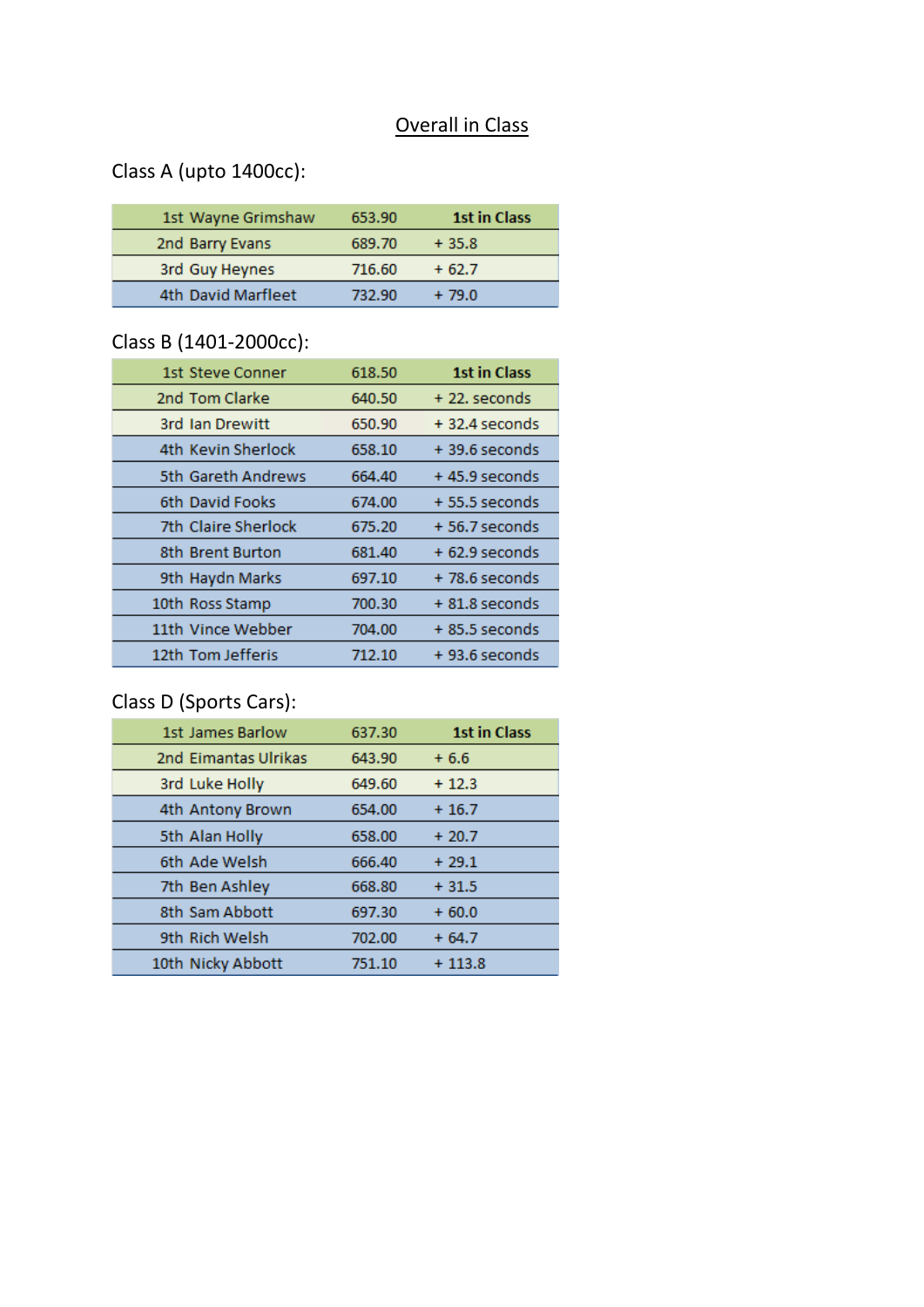# Overall in Class

Class A (upto 1400cc):

| Position | Name | Time | Gap |
|---|---|---|---|
| 1st | Wayne Grimshaw | 653.90 | **1st in Class** |
| 2nd | Barry Evans | 689.70 | + 35.8 |
| 3rd | Guy Heynes | 716.60 | + 62.7 |
| 4th | David Marfleet | 732.90 | + 79.0 |

Class B (1401-2000cc):

| Position | Name | Time | Gap |
|---|---|---|---|
| 1st | Steve Conner | 618.50 | **1st in Class** |
| 2nd | Tom Clarke | 640.50 | + 22. seconds |
| 3rd | Ian Drewitt | 650.90 | + 32.4 seconds |
| 4th | Kevin Sherlock | 658.10 | + 39.6 seconds |
| 5th | Gareth Andrews | 664.40 | + 45.9 seconds |
| 6th | David Fooks | 674.00 | + 55.5 seconds |
| 7th | Claire Sherlock | 675.20 | + 56.7 seconds |
| 8th | Brent Burton | 681.40 | + 62.9 seconds |
| 9th | Haydn Marks | 697.10 | + 78.6 seconds |
| 10th | Ross Stamp | 700.30 | + 81.8 seconds |
| 11th | Vince Webber | 704.00 | + 85.5 seconds |
| 12th | Tom Jefferis | 712.10 | + 93.6 seconds |

Class D (Sports Cars):

| Position | Name | Time | Gap |
|---|---|---|---|
| 1st | James Barlow | 637.30 | **1st in Class** |
| 2nd | Eimantas Ulrikas | 643.90 | + 6.6 |
| 3rd | Luke Holly | 649.60 | + 12.3 |
| 4th | Antony Brown | 654.00 | + 16.7 |
| 5th | Alan Holly | 658.00 | + 20.7 |
| 6th | Ade Welsh | 666.40 | + 29.1 |
| 7th | Ben Ashley | 668.80 | + 31.5 |
| 8th | Sam Abbott | 697.30 | + 60.0 |
| 9th | Rich Welsh | 702.00 | + 64.7 |
| 10th | Nicky Abbott | 751.10 | + 113.8 |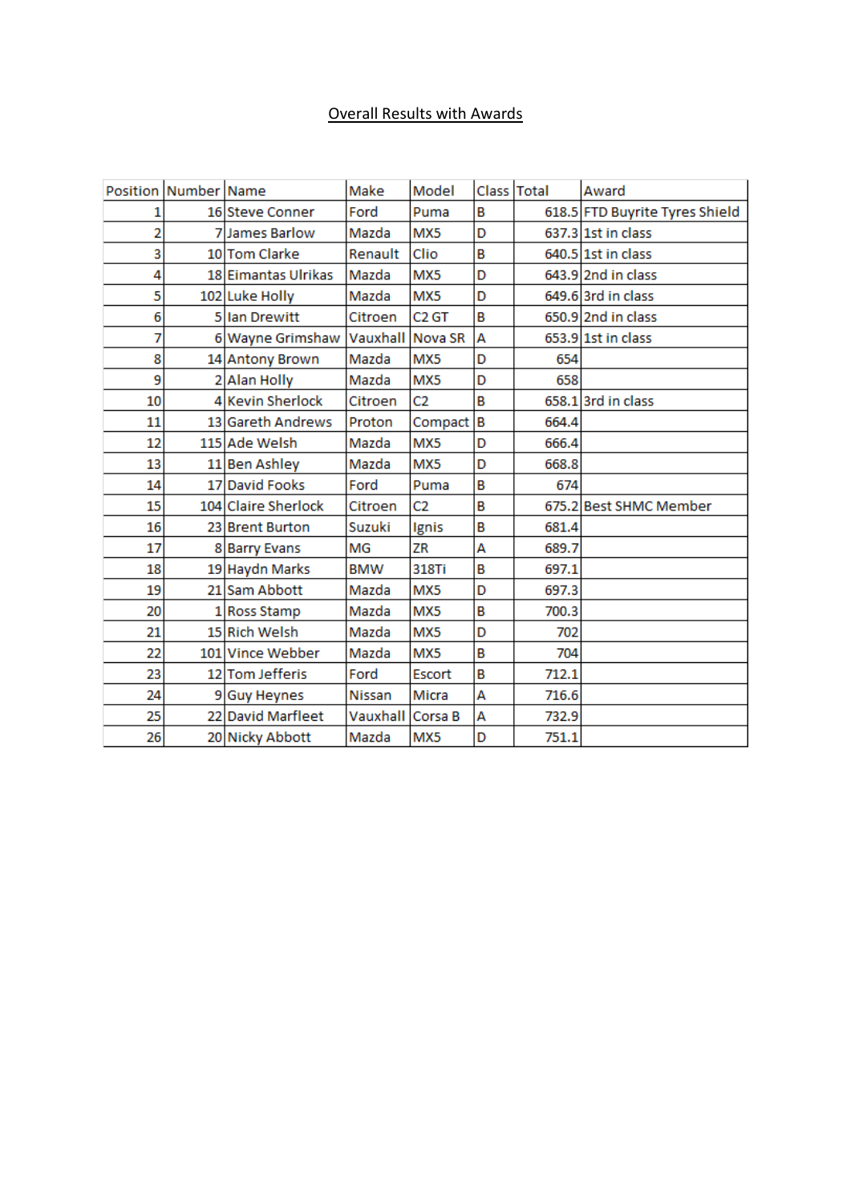Overall Results with Awards

| Position | Number | Name | Make | Model | Class | Total | Award |
|---|---|---|---|---|---|---|---|
| 1 | 16 | Steve Conner | Ford | Puma | B | 618.5 | FTD Buyrite Tyres Shield |
| 2 | 7 | James Barlow | Mazda | MX5 | D | 637.3 | 1st in class |
| 3 | 10 | Tom Clarke | Renault | Clio | B | 640.5 | 1st in class |
| 4 | 18 | Eimantas Ulrikas | Mazda | MX5 | D | 643.9 | 2nd in class |
| 5 | 102 | Luke Holly | Mazda | MX5 | D | 649.6 | 3rd in class |
| 6 | 5 | Ian Drewitt | Citroen | C2 GT | B | 650.9 | 2nd in class |
| 7 | 6 | Wayne Grimshaw | Vauxhall | Nova SR | A | 653.9 | 1st in class |
| 8 | 14 | Antony Brown | Mazda | MX5 | D | 654 | |
| 9 | 2 | Alan Holly | Mazda | MX5 | D | 658 | |
| 10 | 4 | Kevin Sherlock | Citroen | C2 | B | 658.1 | 3rd in class |
| 11 | 13 | Gareth Andrews | Proton | Compact | B | 664.4 | |
| 12 | 115 | Ade Welsh | Mazda | MX5 | D | 666.4 | |
| 13 | 11 | Ben Ashley | Mazda | MX5 | D | 668.8 | |
| 14 | 17 | David Fooks | Ford | Puma | B | 674 | |
| 15 | 104 | Claire Sherlock | Citroen | C2 | B | 675.2 | Best SHMC Member |
| 16 | 23 | Brent Burton | Suzuki | Ignis | B | 681.4 | |
| 17 | 8 | Barry Evans | MG | ZR | A | 689.7 | |
| 18 | 19 | Haydn Marks | BMW | 318Ti | B | 697.1 | |
| 19 | 21 | Sam Abbott | Mazda | MX5 | D | 697.3 | |
| 20 | 1 | Ross Stamp | Mazda | MX5 | B | 700.3 | |
| 21 | 15 | Rich Welsh | Mazda | MX5 | D | 702 | |
| 22 | 101 | Vince Webber | Mazda | MX5 | B | 704 | |
| 23 | 12 | Tom Jefferis | Ford | Escort | B | 712.1 | |
| 24 | 9 | Guy Heynes | Nissan | Micra | A | 716.6 | |
| 25 | 22 | David Marfleet | Vauxhall | Corsa B | A | 732.9 | |
| 26 | 20 | Nicky Abbott | Mazda | MX5 | D | 751.1 | |